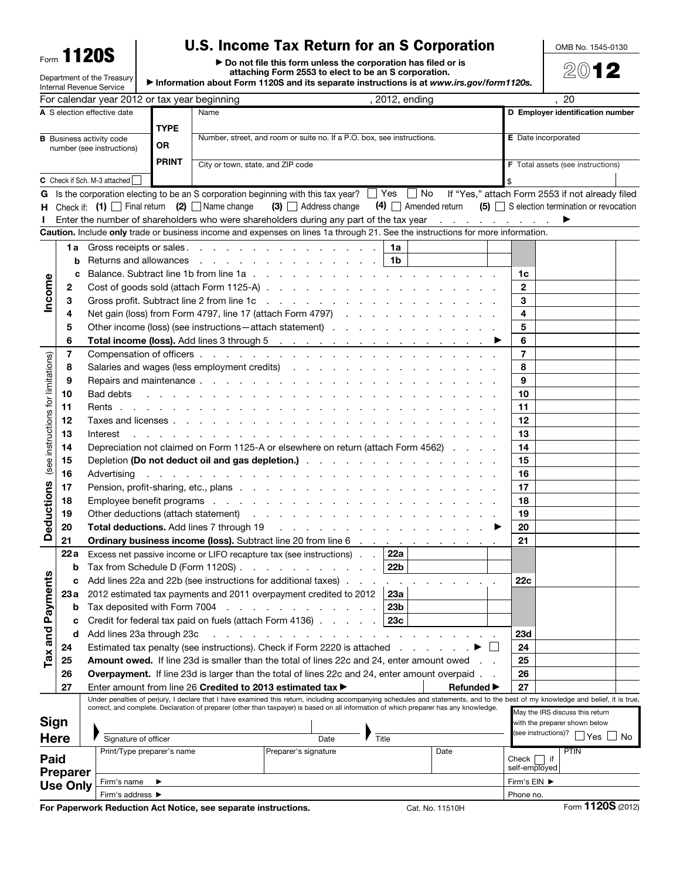Form **1120S**

Department of the Treasury
Internal Revenue Service

# U.S. Income Tax Return for an S Corporation

▶ Do not file this form unless the corporation has filed or is attaching Form 2553 to elect to be an S corporation.

▶ Information about Form 1120S and its separate instructions is at *www.irs.gov/form1120s*.

OMB No. 1545-0130

**2012**

For calendar year 2012 or tax year beginning , 2012, ending , 20

| | | | |
|---|---|---|---|
| **A** S election effective date | TYPE OR PRINT | Name | **D** Employer identification number |
| **B** Business activity code number (see instructions) | | Number, street, and room or suite no. If a P.O. box, see instructions. | **E** Date incorporated |
| | | City or town, state, and ZIP code | **F** Total assets (see instructions) |
| **C** Check if Sch. M-3 attached ☐ | | | $ |

**G** Is the corporation electing to be an S corporation beginning with this tax year? ☐ Yes ☐ No If "Yes," attach Form 2553 if not already filed

**H** Check if: **(1)** ☐ Final return **(2)** ☐ Name change **(3)** ☐ Address change **(4)** ☐ Amended return **(5)** ☐ S election termination or revocation

**I** Enter the number of shareholders who were shareholders during any part of the tax year . . . . . . . . . . ▶

**Caution.** Include **only** trade or business income and expenses on lines 1a through 21. See the instructions for more information.

| Section | Line | Description | | | Line | Amount |
|---|---|---|---|---|---|---|
| **Income** | 1a | Gross receipts or sales | 1a | | | |
| | b | Returns and allowances | 1b | | | |
| | c | Balance. Subtract line 1b from line 1a | | | 1c | |
| | 2 | Cost of goods sold (attach Form 1125-A) | | | 2 | |
| | 3 | Gross profit. Subtract line 2 from line 1c | | | 3 | |
| | 4 | Net gain (loss) from Form 4797, line 17 (attach Form 4797) | | | 4 | |
| | 5 | Other income (loss) (see instructions—attach statement) | | | 5 | |
| | 6 | **Total income (loss).** Add lines 3 through 5 ▶ | | | 6 | |
| **Deductions** (see instructions for limitations) | 7 | Compensation of officers | | | 7 | |
| | 8 | Salaries and wages (less employment credits) | | | 8 | |
| | 9 | Repairs and maintenance | | | 9 | |
| | 10 | Bad debts | | | 10 | |
| | 11 | Rents | | | 11 | |
| | 12 | Taxes and licenses | | | 12 | |
| | 13 | Interest | | | 13 | |
| | 14 | Depreciation not claimed on Form 1125-A or elsewhere on return (attach Form 4562) | | | 14 | |
| | 15 | Depletion **(Do not deduct oil and gas depletion.)** | | | 15 | |
| | 16 | Advertising | | | 16 | |
| | 17 | Pension, profit-sharing, etc., plans | | | 17 | |
| | 18 | Employee benefit programs | | | 18 | |
| | 19 | Other deductions (attach statement) | | | 19 | |
| | 20 | **Total deductions.** Add lines 7 through 19 ▶ | | | 20 | |
| | 21 | **Ordinary business income (loss).** Subtract line 20 from line 6 | | | 21 | |
| **Tax and Payments** | 22a | Excess net passive income or LIFO recapture tax (see instructions) | 22a | | | |
| | b | Tax from Schedule D (Form 1120S) | 22b | | | |
| | c | Add lines 22a and 22b (see instructions for additional taxes) | | | 22c | |
| | 23a | 2012 estimated tax payments and 2011 overpayment credited to 2012 | 23a | | | |
| | b | Tax deposited with Form 7004 | 23b | | | |
| | c | Credit for federal tax paid on fuels (attach Form 4136) | 23c | | | |
| | d | Add lines 23a through 23c | | | 23d | |
| | 24 | Estimated tax penalty (see instructions). Check if Form 2220 is attached ▶ ☐ | | | 24 | |
| | 25 | **Amount owed.** If line 23d is smaller than the total of lines 22c and 24, enter amount owed | | | 25 | |
| | 26 | **Overpayment.** If line 23d is larger than the total of lines 22c and 24, enter amount overpaid | | | 26 | |
| | 27 | Enter amount from line 26 **Credited to 2013 estimated tax** ▶ | | **Refunded** ▶ | 27 | |

**Sign Here**

Under penalties of perjury, I declare that I have examined this return, including accompanying schedules and statements, and to the best of my knowledge and belief, it is true, correct, and complete. Declaration of preparer (other than taxpayer) is based on all information of which preparer has any knowledge.

▶ Signature of officer | Date | ▶ Title

May the IRS discuss this return with the preparer shown below (see instructions)? ☐ Yes ☐ No

**Paid Preparer Use Only**

| Print/Type preparer's name | Preparer's signature | Date | Check ☐ if self-employed | PTIN |
|---|---|---|---|---|
| Firm's name ▶ | | | Firm's EIN ▶ | |
| Firm's address ▶ | | | Phone no. | |

**For Paperwork Reduction Act Notice, see separate instructions.** Cat. No. 11510H Form **1120S** (2012)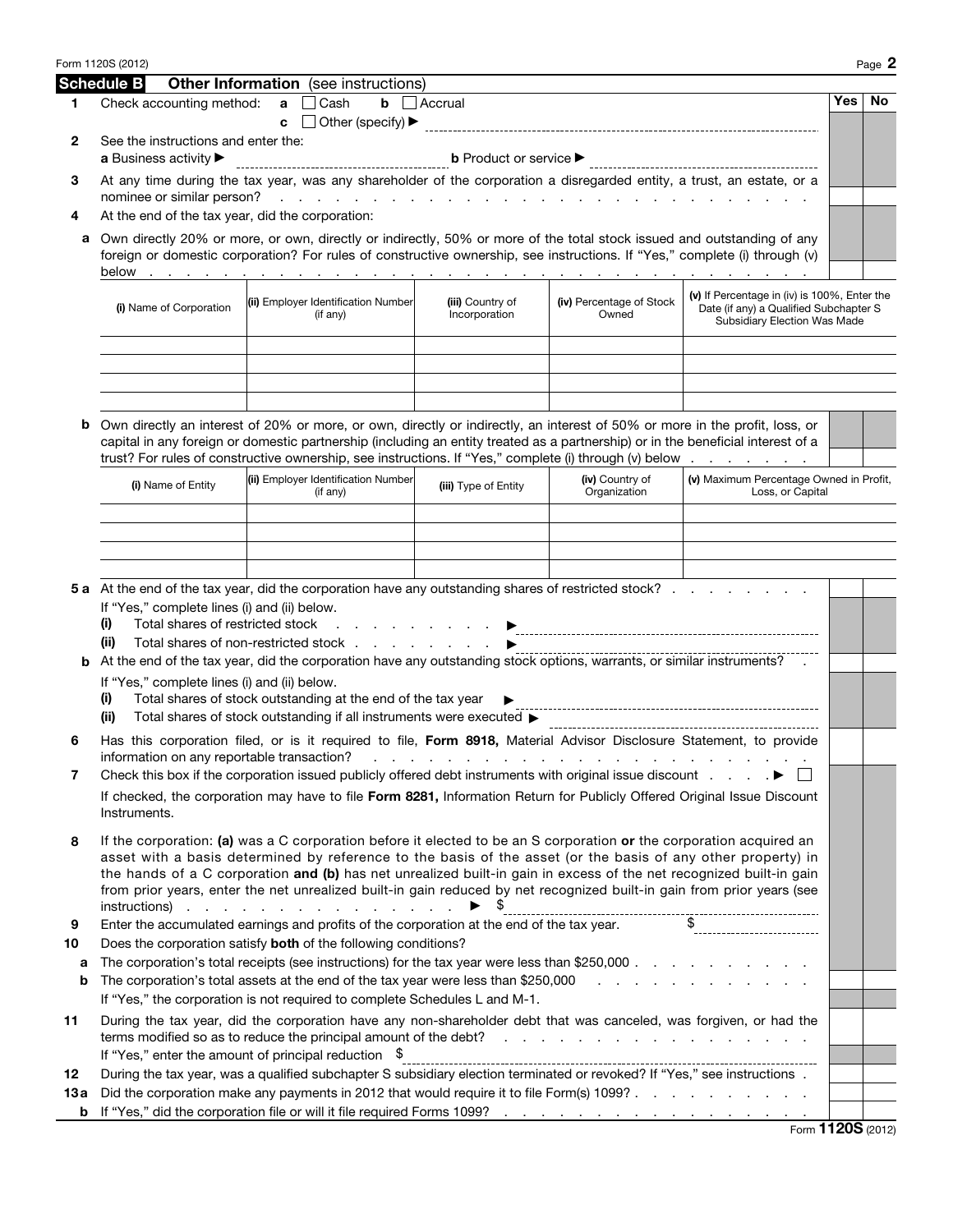## Schedule B Other Information (see instructions)

| | | Yes | No |
|---|---|---|---|
| **1** | Check accounting method: **a** ☐ Cash **b** ☐ Accrual **c** ☐ Other (specify) ▶ | | |
| **2** | See the instructions and enter the: **a** Business activity ▶ **b** Product or service ▶ | | |
| **3** | At any time during the tax year, was any shareholder of the corporation a disregarded entity, a trust, an estate, or a nominee or similar person? | | |
| **4** | At the end of the tax year, did the corporation: | | |
| **a** | Own directly 20% or more, or own, directly or indirectly, 50% or more of the total stock issued and outstanding of any foreign or domestic corporation? For rules of constructive ownership, see instructions. If "Yes," complete (i) through (v) below | | |

| (i) Name of Corporation | (ii) Employer Identification Number (if any) | (iii) Country of Incorporation | (iv) Percentage of Stock Owned | (v) If Percentage in (iv) is 100%, Enter the Date (if any) a Qualified Subchapter S Subsidiary Election Was Made |
|---|---|---|---|---|
| | | | | |
| | | | | |
| | | | | |
| | | | | |

| | | Yes | No |
|---|---|---|---|
| **b** | Own directly an interest of 20% or more, or own, directly or indirectly, an interest of 50% or more in the profit, loss, or capital in any foreign or domestic partnership (including an entity treated as a partnership) or in the beneficial interest of a trust? For rules of constructive ownership, see instructions. If "Yes," complete (i) through (v) below | | |

| (i) Name of Entity | (ii) Employer Identification Number (if any) | (iii) Type of Entity | (iv) Country of Organization | (v) Maximum Percentage Owned in Profit, Loss, or Capital |
|---|---|---|---|---|
| | | | | |
| | | | | |
| | | | | |
| | | | | |

| | | Yes | No |
|---|---|---|---|
| **5 a** | At the end of the tax year, did the corporation have any outstanding shares of restricted stock? If "Yes," complete lines (i) and (ii) below. **(i)** Total shares of restricted stock ▶ **(ii)** Total shares of non-restricted stock ▶ | | |
| **b** | At the end of the tax year, did the corporation have any outstanding stock options, warrants, or similar instruments? If "Yes," complete lines (i) and (ii) below. **(i)** Total shares of stock outstanding at the end of the tax year ▶ **(ii)** Total shares of stock outstanding if all instruments were executed ▶ | | |
| **6** | Has this corporation filed, or is it required to file, **Form 8918,** Material Advisor Disclosure Statement, to provide information on any reportable transaction? | | |
| **7** | Check this box if the corporation issued publicly offered debt instruments with original issue discount ▶ ☐ If checked, the corporation may have to file **Form 8281,** Information Return for Publicly Offered Original Issue Discount Instruments. | | |
| **8** | If the corporation: **(a)** was a C corporation before it elected to be an S corporation **or** the corporation acquired an asset with a basis determined by reference to the basis of the asset (or the basis of any other property) in the hands of a C corporation **and (b)** has net unrealized built-in gain in excess of the net recognized built-in gain from prior years, enter the net unrealized built-in gain reduced by net recognized built-in gain from prior years (see instructions) ▶ $ | | |
| **9** | Enter the accumulated earnings and profits of the corporation at the end of the tax year. $ | | |
| **10** | Does the corporation satisfy **both** of the following conditions? | | |
| **a** | The corporation's total receipts (see instructions) for the tax year were less than $250,000 | | |
| **b** | The corporation's total assets at the end of the tax year were less than $250,000 | | |
| | If "Yes," the corporation is not required to complete Schedules L and M-1. | | |
| **11** | During the tax year, did the corporation have any non-shareholder debt that was canceled, was forgiven, or had the terms modified so as to reduce the principal amount of the debt? | | |
| | If "Yes," enter the amount of principal reduction $ | | |
| **12** | During the tax year, was a qualified subchapter S subsidiary election terminated or revoked? If "Yes," see instructions | | |
| **13a** | Did the corporation make any payments in 2012 that would require it to file Form(s) 1099? | | |
| **b** | If "Yes," did the corporation file or will it file required Forms 1099? | | |

Form **1120S** (2012)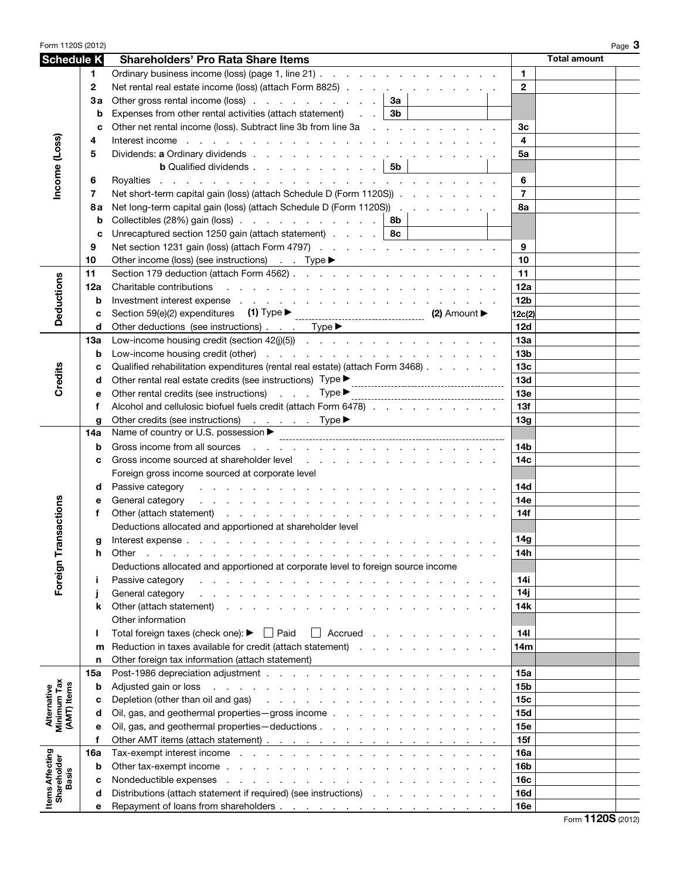## Schedule K — Shareholders' Pro Rata Share Items

| Section | Line | Description | Line No. | Total amount |
|---|---|---|---|---|
| Income (Loss) | 1 | Ordinary business income (loss) (page 1, line 21) | 1 | |
| | 2 | Net rental real estate income (loss) (attach Form 8825) | 2 | |
| | 3a | Other gross rental income (loss) — 3a | | |
| | b | Expenses from other rental activities (attach statement) — 3b | | |
| | c | Other net rental income (loss). Subtract line 3b from line 3a | 3c | |
| | 4 | Interest income | 4 | |
| | 5 | Dividends: **a** Ordinary dividends | 5a | |
| | | **b** Qualified dividends — 5b | | |
| | 6 | Royalties | 6 | |
| | 7 | Net short-term capital gain (loss) (attach Schedule D (Form 1120S)) | 7 | |
| | 8a | Net long-term capital gain (loss) (attach Schedule D (Form 1120S)) | 8a | |
| | b | Collectibles (28%) gain (loss) — 8b | | |
| | c | Unrecaptured section 1250 gain (attach statement) — 8c | | |
| | 9 | Net section 1231 gain (loss) (attach Form 4797) | 9 | |
| | 10 | Other income (loss) (see instructions) Type ▶ | 10 | |
| Deductions | 11 | Section 179 deduction (attach Form 4562) | 11 | |
| | 12a | Charitable contributions | 12a | |
| | b | Investment interest expense | 12b | |
| | c | Section 59(e)(2) expenditures **(1)** Type ▶ **(2)** Amount ▶ | 12c(2) | |
| | d | Other deductions (see instructions) Type ▶ | 12d | |
| Credits | 13a | Low-income housing credit (section 42(j)(5)) | 13a | |
| | b | Low-income housing credit (other) | 13b | |
| | c | Qualified rehabilitation expenditures (rental real estate) (attach Form 3468) | 13c | |
| | d | Other rental real estate credits (see instructions) Type ▶ | 13d | |
| | e | Other rental credits (see instructions) Type ▶ | 13e | |
| | f | Alcohol and cellulosic biofuel fuels credit (attach Form 6478) | 13f | |
| | g | Other credits (see instructions) Type ▶ | 13g | |
| Foreign Transactions | 14a | Name of country or U.S. possession ▶ | | |
| | b | Gross income from all sources | 14b | |
| | c | Gross income sourced at shareholder level | 14c | |
| | | Foreign gross income sourced at corporate level | | |
| | d | Passive category | 14d | |
| | e | General category | 14e | |
| | f | Other (attach statement) | 14f | |
| | | Deductions allocated and apportioned at shareholder level | | |
| | g | Interest expense | 14g | |
| | h | Other | 14h | |
| | | Deductions allocated and apportioned at corporate level to foreign source income | | |
| | i | Passive category | 14i | |
| | j | General category | 14j | |
| | k | Other (attach statement) | 14k | |
| | | Other information | | |
| | l | Total foreign taxes (check one): ▶ ☐ Paid ☐ Accrued | 14l | |
| | m | Reduction in taxes available for credit (attach statement) | 14m | |
| | n | Other foreign tax information (attach statement) | | |
| Alternative Minimum Tax (AMT) Items | 15a | Post-1986 depreciation adjustment | 15a | |
| | b | Adjusted gain or loss | 15b | |
| | c | Depletion (other than oil and gas) | 15c | |
| | d | Oil, gas, and geothermal properties—gross income | 15d | |
| | e | Oil, gas, and geothermal properties—deductions | 15e | |
| | f | Other AMT items (attach statement) | 15f | |
| Items Affecting Shareholder Basis | 16a | Tax-exempt interest income | 16a | |
| | b | Other tax-exempt income | 16b | |
| | c | Nondeductible expenses | 16c | |
| | d | Distributions (attach statement if required) (see instructions) | 16d | |
| | e | Repayment of loans from shareholders | 16e | |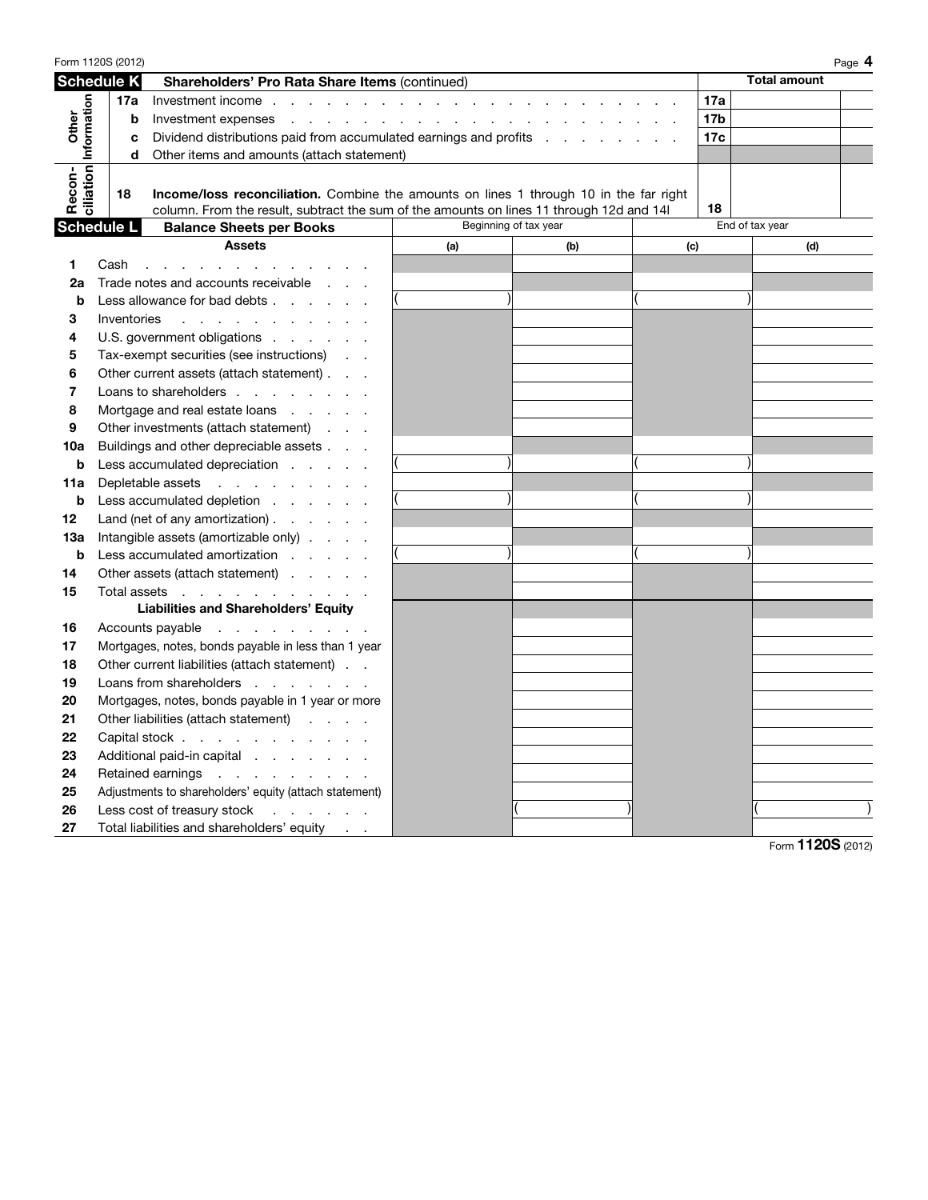| Schedule K | Shareholders' Pro Rata Share Items (continued) | | Total amount |
|---|---|---|---|
| Other Information | 17a Investment income | 17a | |
| | b Investment expenses | 17b | |
| | c Dividend distributions paid from accumulated earnings and profits | 17c | |
| | d Other items and amounts (attach statement) | | |
| Reconciliation | 18 **Income/loss reconciliation.** Combine the amounts on lines 1 through 10 in the far right column. From the result, subtract the sum of the amounts on lines 11 through 12d and 14l | 18 | |

| **Schedule L** | **Balance Sheets per Books** | Beginning of tax year | | End of tax year | |
|---|---|---|---|---|---|
| | **Assets** | (a) | (b) | (c) | (d) |
| 1 | Cash | | | | |
| 2a | Trade notes and accounts receivable | | | | |
| b | Less allowance for bad debts | ( ) | | ( ) | |
| 3 | Inventories | | | | |
| 4 | U.S. government obligations | | | | |
| 5 | Tax-exempt securities (see instructions) | | | | |
| 6 | Other current assets (attach statement) | | | | |
| 7 | Loans to shareholders | | | | |
| 8 | Mortgage and real estate loans | | | | |
| 9 | Other investments (attach statement) | | | | |
| 10a | Buildings and other depreciable assets | | | | |
| b | Less accumulated depreciation | ( ) | | ( ) | |
| 11a | Depletable assets | | | | |
| b | Less accumulated depletion | ( ) | | ( ) | |
| 12 | Land (net of any amortization) | | | | |
| 13a | Intangible assets (amortizable only) | | | | |
| b | Less accumulated amortization | ( ) | | ( ) | |
| 14 | Other assets (attach statement) | | | | |
| 15 | Total assets | | | | |
| | **Liabilities and Shareholders' Equity** | | | | |
| 16 | Accounts payable | | | | |
| 17 | Mortgages, notes, bonds payable in less than 1 year | | | | |
| 18 | Other current liabilities (attach statement) | | | | |
| 19 | Loans from shareholders | | | | |
| 20 | Mortgages, notes, bonds payable in 1 year or more | | | | |
| 21 | Other liabilities (attach statement) | | | | |
| 22 | Capital stock | | | | |
| 23 | Additional paid-in capital | | | | |
| 24 | Retained earnings | | | | |
| 25 | Adjustments to shareholders' equity (attach statement) | | | | |
| 26 | Less cost of treasury stock | | ( ) | | ( ) |
| 27 | Total liabilities and shareholders' equity | | | | |

Form **1120S** (2012)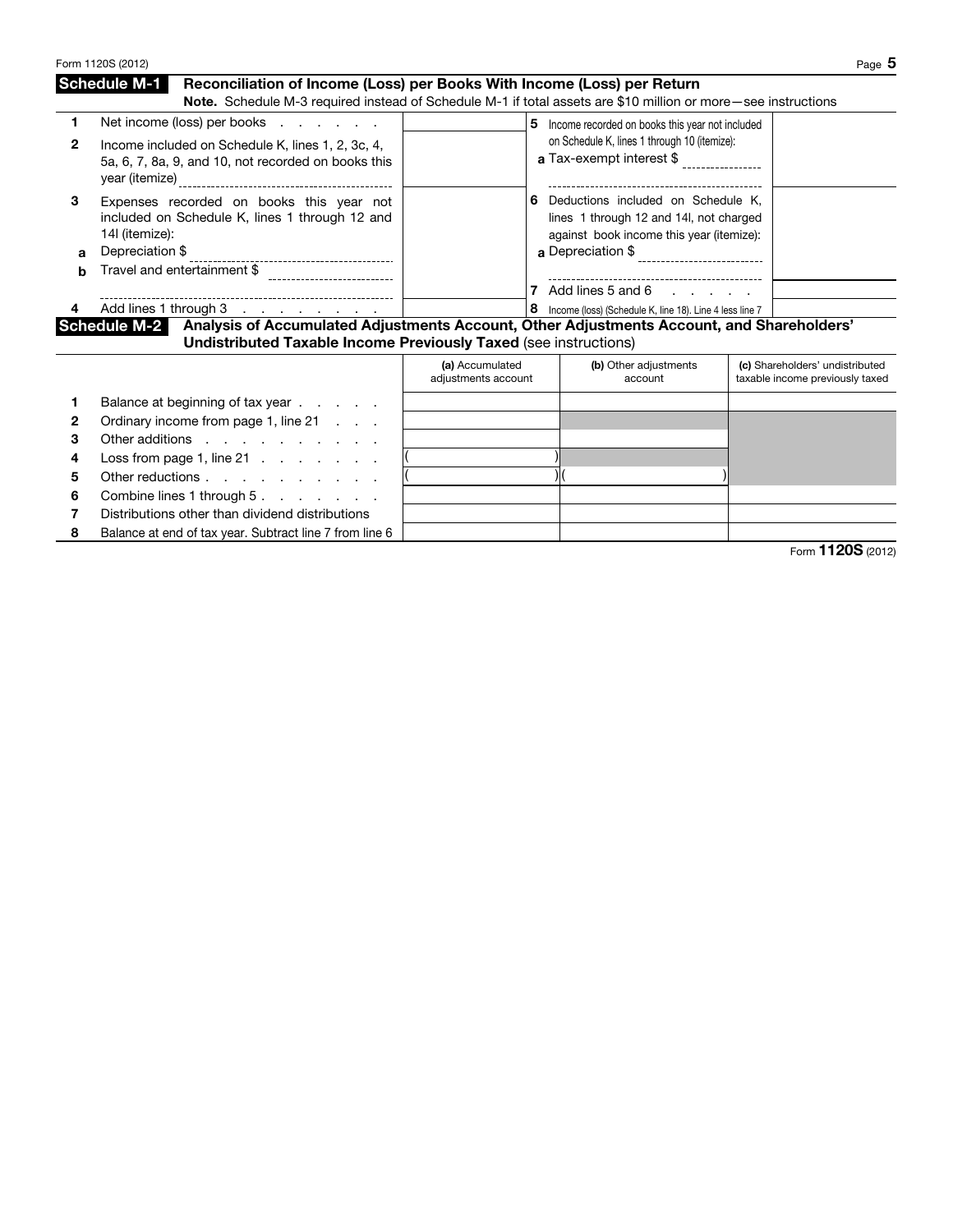## Schedule M-1 Reconciliation of Income (Loss) per Books With Income (Loss) per Return

**Note.** Schedule M-3 required instead of Schedule M-1 if total assets are $10 million or more—see instructions

| | | | | | |
|---|---|---|---|---|---|
| 1 | Net income (loss) per books | | 5 | Income recorded on books this year not included on Schedule K, lines 1 through 10 (itemize): **a** Tax-exempt interest $ | |
| 2 | Income included on Schedule K, lines 1, 2, 3c, 4, 5a, 6, 7, 8a, 9, and 10, not recorded on books this year (itemize) | | | | |
| 3 | Expenses recorded on books this year not included on Schedule K, lines 1 through 12 and 14l (itemize): | | 6 | Deductions included on Schedule K, lines 1 through 12 and 14l, not charged against book income this year (itemize): | |
| a | Depreciation $ | | | **a** Depreciation $ | |
| b | Travel and entertainment $ | | 7 | Add lines 5 and 6 | |
| 4 | Add lines 1 through 3 | | 8 | Income (loss) (Schedule K, line 18). Line 4 less line 7 | |

## Schedule M-2 Analysis of Accumulated Adjustments Account, Other Adjustments Account, and Shareholders' Undistributed Taxable Income Previously Taxed (see instructions)

| | | (a) Accumulated adjustments account | (b) Other adjustments account | (c) Shareholders' undistributed taxable income previously taxed |
|---|---|---|---|---|
| 1 | Balance at beginning of tax year | | | |
| 2 | Ordinary income from page 1, line 21 | | | |
| 3 | Other additions | | | |
| 4 | Loss from page 1, line 21 | ( ) | | |
| 5 | Other reductions | ( ) | ( ) | |
| 6 | Combine lines 1 through 5 | | | |
| 7 | Distributions other than dividend distributions | | | |
| 8 | Balance at end of tax year. Subtract line 7 from line 6 | | | |

Form **1120S** (2012)